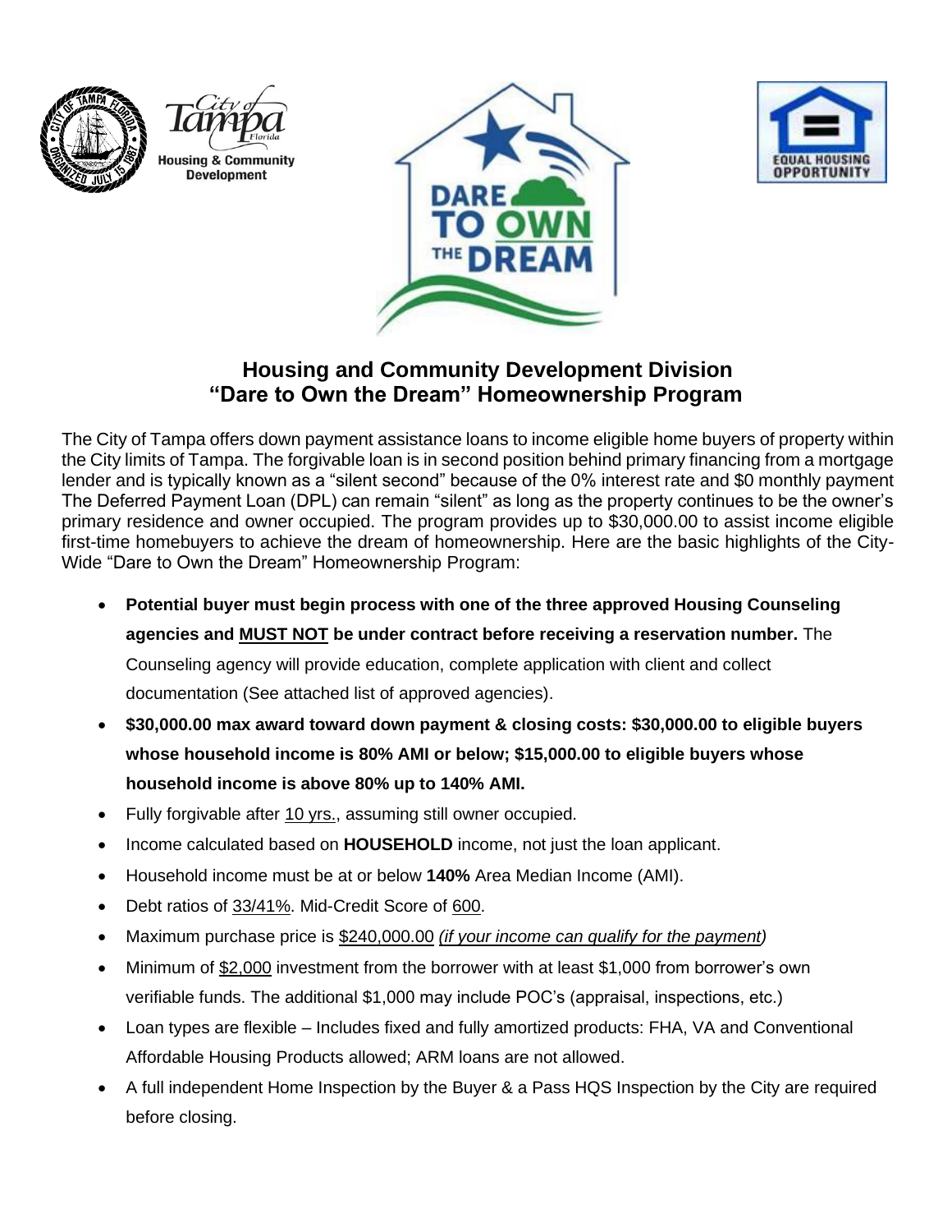# Housing and Community Development Division
# "Dare to Own the Dream" Homeownership Program

The City of Tampa offers down payment assistance loans to income eligible home buyers of property within the City limits of Tampa. The forgivable loan is in second position behind primary financing from a mortgage lender and is typically known as a "silent second" because of the 0% interest rate and $0 monthly payment The Deferred Payment Loan (DPL) can remain "silent" as long as the property continues to be the owner's primary residence and owner occupied. The program provides up to $30,000.00 to assist income eligible first-time homebuyers to achieve the dream of homeownership. Here are the basic highlights of the City-Wide "Dare to Own the Dream" Homeownership Program:

- **Potential buyer must begin process with one of the three approved Housing Counseling agencies and MUST NOT be under contract before receiving a reservation number.** The Counseling agency will provide education, complete application with client and collect documentation (See attached list of approved agencies).
- **$30,000.00 max award toward down payment & closing costs: $30,000.00 to eligible buyers whose household income is 80% AMI or below; $15,000.00 to eligible buyers whose household income is above 80% up to 140% AMI.**
- Fully forgivable after 10 yrs., assuming still owner occupied.
- Income calculated based on **HOUSEHOLD** income, not just the loan applicant.
- Household income must be at or below **140%** Area Median Income (AMI).
- Debt ratios of 33/41%. Mid-Credit Score of 600.
- Maximum purchase price is $240,000.00 *(if your income can qualify for the payment)*
- Minimum of $2,000 investment from the borrower with at least $1,000 from borrower's own verifiable funds. The additional $1,000 may include POC's (appraisal, inspections, etc.)
- Loan types are flexible – Includes fixed and fully amortized products: FHA, VA and Conventional Affordable Housing Products allowed; ARM loans are not allowed.
- A full independent Home Inspection by the Buyer & a Pass HQS Inspection by the City are required before closing.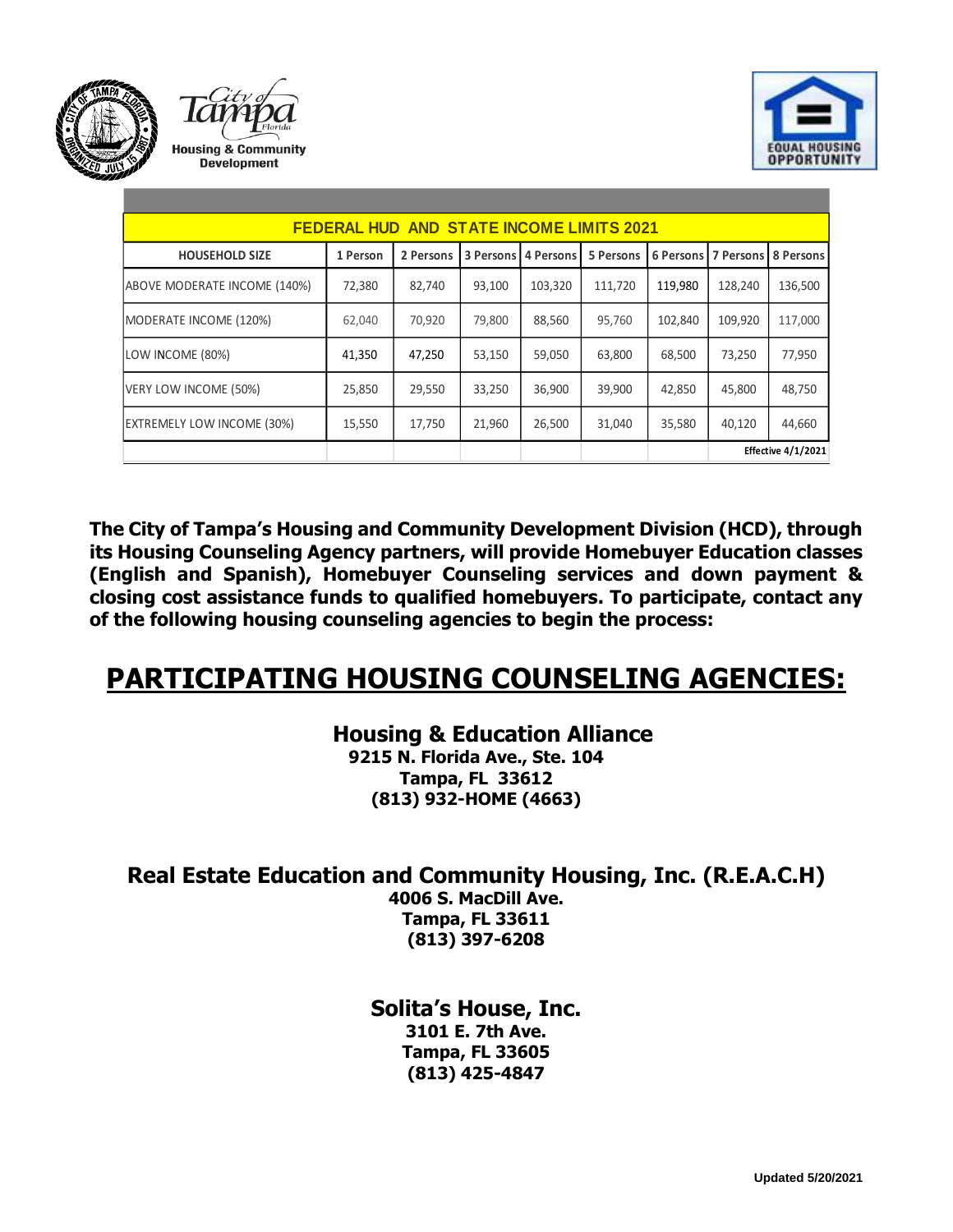City of Tampa Florida
Housing & Community Development

EQUAL HOUSING OPPORTUNITY

| FEDERAL HUD AND STATE INCOME LIMITS 2021 | | | | | | | | |
|---|---|---|---|---|---|---|---|---|
| **HOUSEHOLD SIZE** | **1 Person** | **2 Persons** | **3 Persons** | **4 Persons** | **5 Persons** | **6 Persons** | **7 Persons** | **8 Persons** |
| ABOVE MODERATE INCOME (140%) | 72,380 | 82,740 | 93,100 | 103,320 | 111,720 | 119,980 | 128,240 | 136,500 |
| MODERATE INCOME (120%) | 62,040 | 70,920 | 79,800 | 88,560 | 95,760 | 102,840 | 109,920 | 117,000 |
| LOW INCOME (80%) | 41,350 | 47,250 | 53,150 | 59,050 | 63,800 | 68,500 | 73,250 | 77,950 |
| VERY LOW INCOME (50%) | 25,850 | 29,550 | 33,250 | 36,900 | 39,900 | 42,850 | 45,800 | 48,750 |
| EXTREMELY LOW INCOME (30%) | 15,550 | 17,750 | 21,960 | 26,500 | 31,040 | 35,580 | 40,120 | 44,660 |
| | | | | | | | **Effective 4/1/2021** | |

**The City of Tampa's Housing and Community Development Division (HCD), through its Housing Counseling Agency partners, will provide Homebuyer Education classes (English and Spanish), Homebuyer Counseling services and down payment & closing cost assistance funds to qualified homebuyers. To participate, contact any of the following housing counseling agencies to begin the process:**

# PARTICIPATING HOUSING COUNSELING AGENCIES:

## Housing & Education Alliance

**9215 N. Florida Ave., Ste. 104**
**Tampa, FL 33612**
**(813) 932-HOME (4663)**

## Real Estate Education and Community Housing, Inc. (R.E.A.C.H)

**4006 S. MacDill Ave.**
**Tampa, FL 33611**
**(813) 397-6208**

## Solita's House, Inc.

**3101 E. 7th Ave.**
**Tampa, FL 33605**
**(813) 425-4847**

**Updated 5/20/2021**